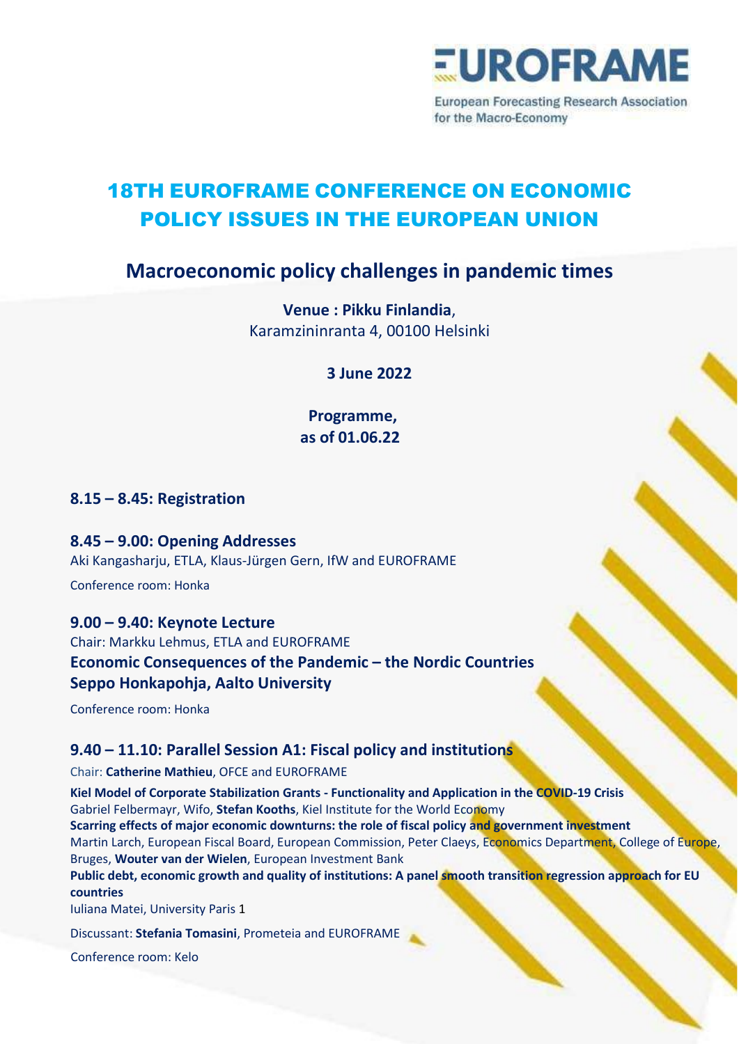EUROFRAME

European Forecasting Research Association for the Macro-Economy

# 18TH EUROFRAME CONFERENCE ON ECONOMIC POLICY ISSUES IN THE EUROPEAN UNION

## Macroeconomic policy challenges in pandemic times

**Venue : Pikku Finlandia**,
Karamzininranta 4, 00100 Helsinki

**3 June 2022**

**Programme,
as of 01.06.22**

### 8.15 – 8.45: Registration

### 8.45 – 9.00: Opening Addresses

Aki Kangasharju, ETLA, Klaus-Jürgen Gern, IfW and EUROFRAME

Conference room: Honka

### 9.00 – 9.40: Keynote Lecture

Chair: Markku Lehmus, ETLA and EUROFRAME

**Economic Consequences of the Pandemic – the Nordic Countries**
**Seppo Honkapohja, Aalto University**

Conference room: Honka

### 9.40 – 11.10: Parallel Session A1: Fiscal policy and institutions

Chair: **Catherine Mathieu**, OFCE and EUROFRAME

**Kiel Model of Corporate Stabilization Grants - Functionality and Application in the COVID-19 Crisis**
Gabriel Felbermayr, Wifo, **Stefan Kooths**, Kiel Institute for the World Economy

**Scarring effects of major economic downturns: the role of fiscal policy and government investment**
Martin Larch, European Fiscal Board, European Commission, Peter Claeys, Economics Department, College of Europe, Bruges, **Wouter van der Wielen**, European Investment Bank

**Public debt, economic growth and quality of institutions: A panel smooth transition regression approach for EU countries**
Iuliana Matei, University Paris 1

Discussant: **Stefania Tomasini**, Prometeia and EUROFRAME

Conference room: Kelo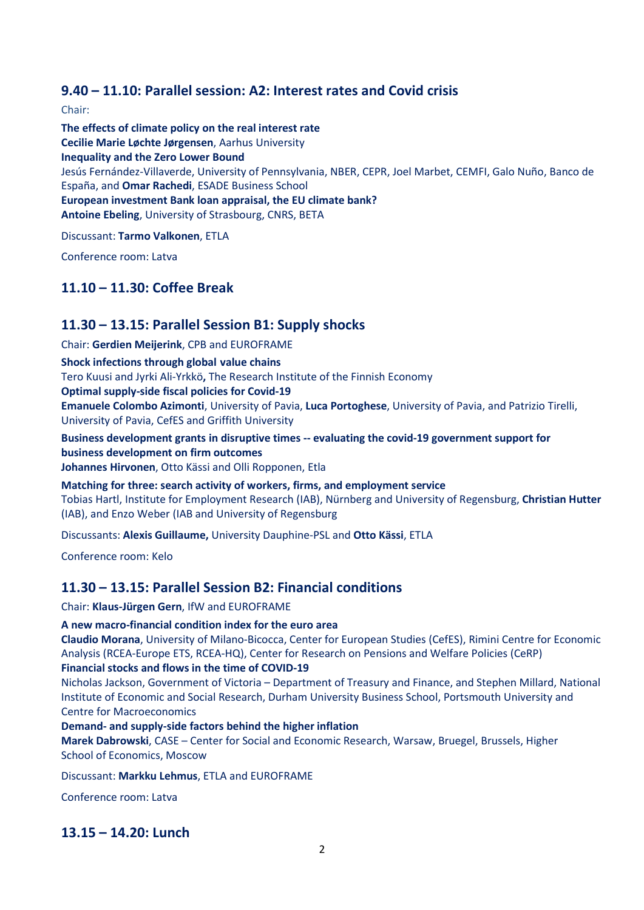## 9.40 – 11.10: Parallel session: A2: Interest rates and Covid crisis

Chair:

**The effects of climate policy on the real interest rate**
**Cecilie Marie Løchte Jørgensen**, Aarhus University
**Inequality and the Zero Lower Bound**
Jesús Fernández-Villaverde, University of Pennsylvania, NBER, CEPR, Joel Marbet, CEMFI, Galo Nuño, Banco de España, and **Omar Rachedi**, ESADE Business School
**European investment Bank loan appraisal, the EU climate bank?**
**Antoine Ebeling**, University of Strasbourg, CNRS, BETA

Discussant: **Tarmo Valkonen**, ETLA

Conference room: Latva

## 11.10 – 11.30: Coffee Break

## 11.30 – 13.15: Parallel Session B1: Supply shocks

Chair: **Gerdien Meijerink**, CPB and EUROFRAME

**Shock infections through global value chains**
Tero Kuusi and Jyrki Ali-Yrkkö**,** The Research Institute of the Finnish Economy
**Optimal supply-side fiscal policies for Covid-19**
**Emanuele Colombo Azimonti**, University of Pavia, **Luca Portoghese**, University of Pavia, and Patrizio Tirelli, University of Pavia, CefES and Griffith University

**Business development grants in disruptive times -- evaluating the covid-19 government support for business development on firm outcomes**
**Johannes Hirvonen**, Otto Kässi and Olli Ropponen, Etla

**Matching for three: search activity of workers, firms, and employment service**
Tobias Hartl, Institute for Employment Research (IAB), Nürnberg and University of Regensburg, **Christian Hutter** (IAB), and Enzo Weber (IAB and University of Regensburg

Discussants: **Alexis Guillaume,** University Dauphine-PSL and **Otto Kässi**, ETLA

Conference room: Kelo

## 11.30 – 13.15: Parallel Session B2: Financial conditions

Chair: **Klaus-Jürgen Gern**, IfW and EUROFRAME

**A new macro-financial condition index for the euro area**
**Claudio Morana**, University of Milano-Bicocca, Center for European Studies (CefES), Rimini Centre for Economic Analysis (RCEA-Europe ETS, RCEA-HQ), Center for Research on Pensions and Welfare Policies (CeRP)
**Financial stocks and flows in the time of COVID-19**
Nicholas Jackson, Government of Victoria – Department of Treasury and Finance, and Stephen Millard, National Institute of Economic and Social Research, Durham University Business School, Portsmouth University and Centre for Macroeconomics
**Demand- and supply-side factors behind the higher inflation**
**Marek Dabrowski**, CASE – Center for Social and Economic Research, Warsaw, Bruegel, Brussels, Higher School of Economics, Moscow

Discussant: **Markku Lehmus**, ETLA and EUROFRAME

Conference room: Latva

## 13.15 – 14.20: Lunch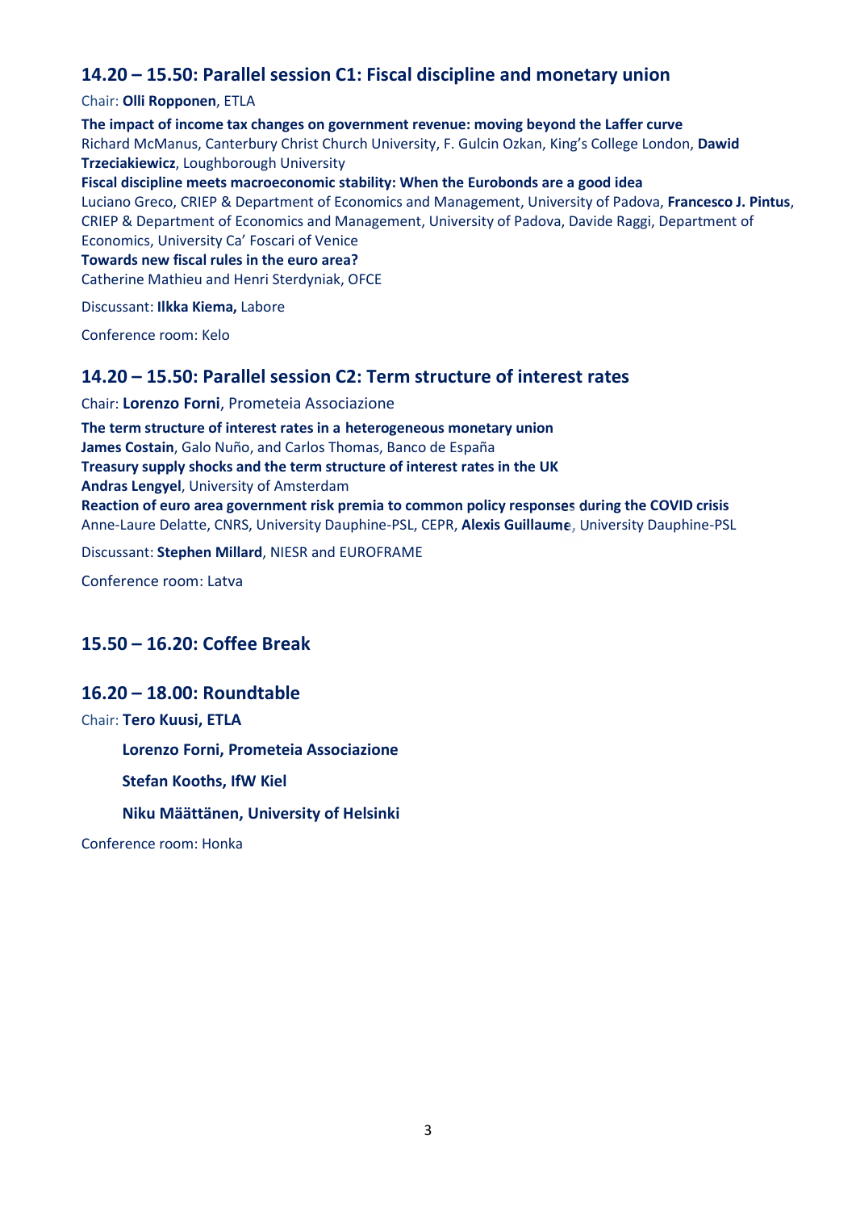## 14.20 – 15.50: Parallel session C1: Fiscal discipline and monetary union

Chair: **Olli Ropponen**, ETLA

**The impact of income tax changes on government revenue: moving beyond the Laffer curve**
Richard McManus, Canterbury Christ Church University, F. Gulcin Ozkan, King's College London, **Dawid Trzeciakiewicz**, Loughborough University

**Fiscal discipline meets macroeconomic stability: When the Eurobonds are a good idea**
Luciano Greco, CRIEP & Department of Economics and Management, University of Padova, **Francesco J. Pintus**, CRIEP & Department of Economics and Management, University of Padova, Davide Raggi, Department of Economics, University Ca' Foscari of Venice

**Towards new fiscal rules in the euro area?**
Catherine Mathieu and Henri Sterdyniak, OFCE

Discussant: **Ilkka Kiema,** Labore

Conference room: Kelo

## 14.20 – 15.50: Parallel session C2: Term structure of interest rates

Chair: **Lorenzo Forni**, Prometeia Associazione

**The term structure of interest rates in a heterogeneous monetary union**
**James Costain**, Galo Nuño, and Carlos Thomas, Banco de España

**Treasury supply shocks and the term structure of interest rates in the UK**
**Andras Lengyel**, University of Amsterdam

**Reaction of euro area government risk premia to common policy responses during the COVID crisis**
Anne-Laure Delatte, CNRS, University Dauphine-PSL, CEPR, **Alexis Guillaume**, University Dauphine-PSL

Discussant: **Stephen Millard**, NIESR and EUROFRAME

Conference room: Latva

## 15.50 – 16.20: Coffee Break

## 16.20 – 18.00: Roundtable

Chair: **Tero Kuusi, ETLA**

**Lorenzo Forni, Prometeia Associazione**

**Stefan Kooths, IfW Kiel**

**Niku Määttänen, University of Helsinki**

Conference room: Honka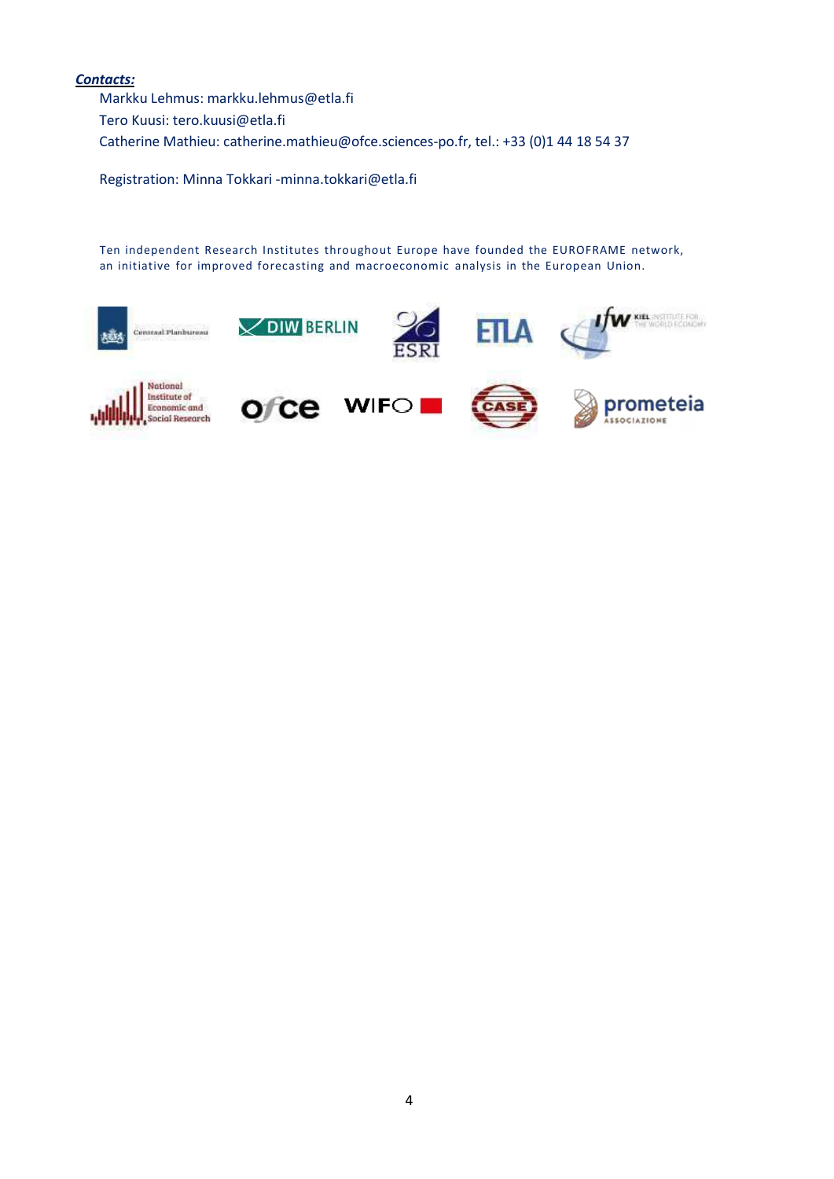***Contacts:***

Markku Lehmus: markku.lehmus@etla.fi

Tero Kuusi: tero.kuusi@etla.fi

Catherine Mathieu: catherine.mathieu@ofce.sciences-po.fr, tel.: +33 (0)1 44 18 54 37

Registration: Minna Tokkari -minna.tokkari@etla.fi

Ten independent Research Institutes throughout Europe have founded the EUROFRAME network, an initiative for improved forecasting and macroeconomic analysis in the European Union.